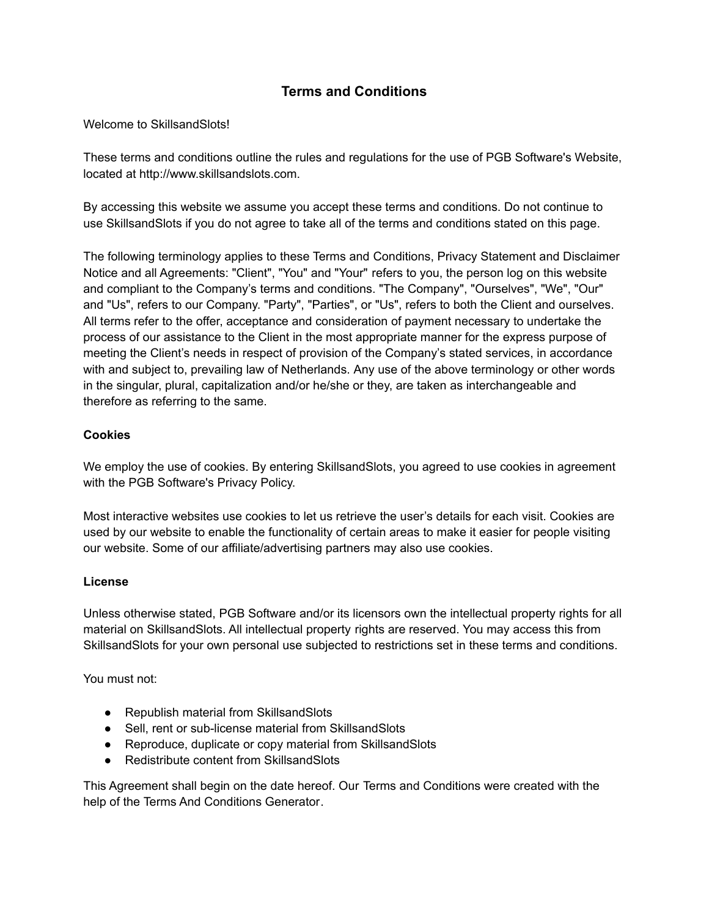# Terms and Conditions

Welcome to SkillsandSlots!

These terms and conditions outline the rules and regulations for the use of PGB Software's Website, located at http://www.skillsandslots.com.

By accessing this website we assume you accept these terms and conditions. Do not continue to use SkillsandSlots if you do not agree to take all of the terms and conditions stated on this page.

The following terminology applies to these Terms and Conditions, Privacy Statement and Disclaimer Notice and all Agreements: "Client", "You" and "Your" refers to you, the person log on this website and compliant to the Company's terms and conditions. "The Company", "Ourselves", "We", "Our" and "Us", refers to our Company. "Party", "Parties", or "Us", refers to both the Client and ourselves. All terms refer to the offer, acceptance and consideration of payment necessary to undertake the process of our assistance to the Client in the most appropriate manner for the express purpose of meeting the Client's needs in respect of provision of the Company's stated services, in accordance with and subject to, prevailing law of Netherlands. Any use of the above terminology or other words in the singular, plural, capitalization and/or he/she or they, are taken as interchangeable and therefore as referring to the same.

**Cookies**

We employ the use of cookies. By entering SkillsandSlots, you agreed to use cookies in agreement with the PGB Software's Privacy Policy.

Most interactive websites use cookies to let us retrieve the user's details for each visit. Cookies are used by our website to enable the functionality of certain areas to make it easier for people visiting our website. Some of our affiliate/advertising partners may also use cookies.

**License**

Unless otherwise stated, PGB Software and/or its licensors own the intellectual property rights for all material on SkillsandSlots. All intellectual property rights are reserved. You may access this from SkillsandSlots for your own personal use subjected to restrictions set in these terms and conditions.

You must not:

- Republish material from SkillsandSlots
- Sell, rent or sub-license material from SkillsandSlots
- Reproduce, duplicate or copy material from SkillsandSlots
- Redistribute content from SkillsandSlots

This Agreement shall begin on the date hereof. Our Terms and Conditions were created with the help of the Terms And Conditions Generator.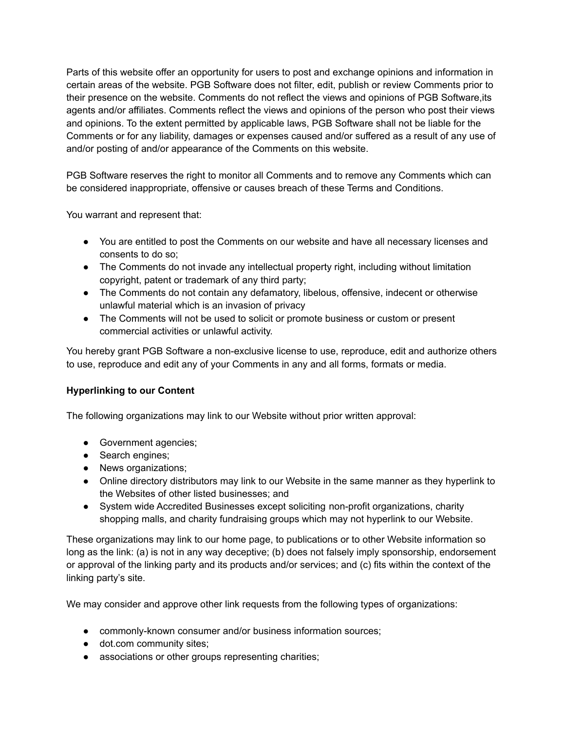Parts of this website offer an opportunity for users to post and exchange opinions and information in certain areas of the website. PGB Software does not filter, edit, publish or review Comments prior to their presence on the website. Comments do not reflect the views and opinions of PGB Software,its agents and/or affiliates. Comments reflect the views and opinions of the person who post their views and opinions. To the extent permitted by applicable laws, PGB Software shall not be liable for the Comments or for any liability, damages or expenses caused and/or suffered as a result of any use of and/or posting of and/or appearance of the Comments on this website.

PGB Software reserves the right to monitor all Comments and to remove any Comments which can be considered inappropriate, offensive or causes breach of these Terms and Conditions.

You warrant and represent that:

- You are entitled to post the Comments on our website and have all necessary licenses and consents to do so;
- The Comments do not invade any intellectual property right, including without limitation copyright, patent or trademark of any third party;
- The Comments do not contain any defamatory, libelous, offensive, indecent or otherwise unlawful material which is an invasion of privacy
- The Comments will not be used to solicit or promote business or custom or present commercial activities or unlawful activity.

You hereby grant PGB Software a non-exclusive license to use, reproduce, edit and authorize others to use, reproduce and edit any of your Comments in any and all forms, formats or media.

**Hyperlinking to our Content**

The following organizations may link to our Website without prior written approval:

- Government agencies;
- Search engines;
- News organizations;
- Online directory distributors may link to our Website in the same manner as they hyperlink to the Websites of other listed businesses; and
- System wide Accredited Businesses except soliciting non-profit organizations, charity shopping malls, and charity fundraising groups which may not hyperlink to our Website.

These organizations may link to our home page, to publications or to other Website information so long as the link: (a) is not in any way deceptive; (b) does not falsely imply sponsorship, endorsement or approval of the linking party and its products and/or services; and (c) fits within the context of the linking party's site.

We may consider and approve other link requests from the following types of organizations:

- commonly-known consumer and/or business information sources;
- dot.com community sites;
- associations or other groups representing charities;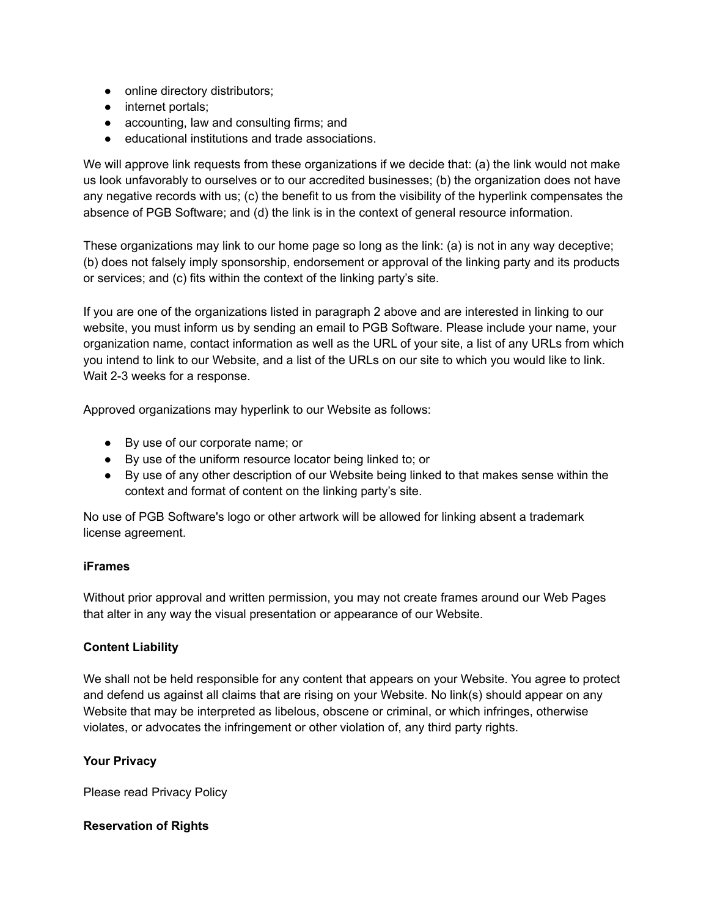- online directory distributors;
- internet portals;
- accounting, law and consulting firms; and
- educational institutions and trade associations.

We will approve link requests from these organizations if we decide that: (a) the link would not make us look unfavorably to ourselves or to our accredited businesses; (b) the organization does not have any negative records with us; (c) the benefit to us from the visibility of the hyperlink compensates the absence of PGB Software; and (d) the link is in the context of general resource information.

These organizations may link to our home page so long as the link: (a) is not in any way deceptive; (b) does not falsely imply sponsorship, endorsement or approval of the linking party and its products or services; and (c) fits within the context of the linking party's site.

If you are one of the organizations listed in paragraph 2 above and are interested in linking to our website, you must inform us by sending an email to PGB Software. Please include your name, your organization name, contact information as well as the URL of your site, a list of any URLs from which you intend to link to our Website, and a list of the URLs on our site to which you would like to link. Wait 2-3 weeks for a response.

Approved organizations may hyperlink to our Website as follows:

- By use of our corporate name; or
- By use of the uniform resource locator being linked to; or
- By use of any other description of our Website being linked to that makes sense within the context and format of content on the linking party's site.

No use of PGB Software's logo or other artwork will be allowed for linking absent a trademark license agreement.

**iFrames**

Without prior approval and written permission, you may not create frames around our Web Pages that alter in any way the visual presentation or appearance of our Website.

**Content Liability**

We shall not be held responsible for any content that appears on your Website. You agree to protect and defend us against all claims that are rising on your Website. No link(s) should appear on any Website that may be interpreted as libelous, obscene or criminal, or which infringes, otherwise violates, or advocates the infringement or other violation of, any third party rights.

**Your Privacy**

Please read Privacy Policy

**Reservation of Rights**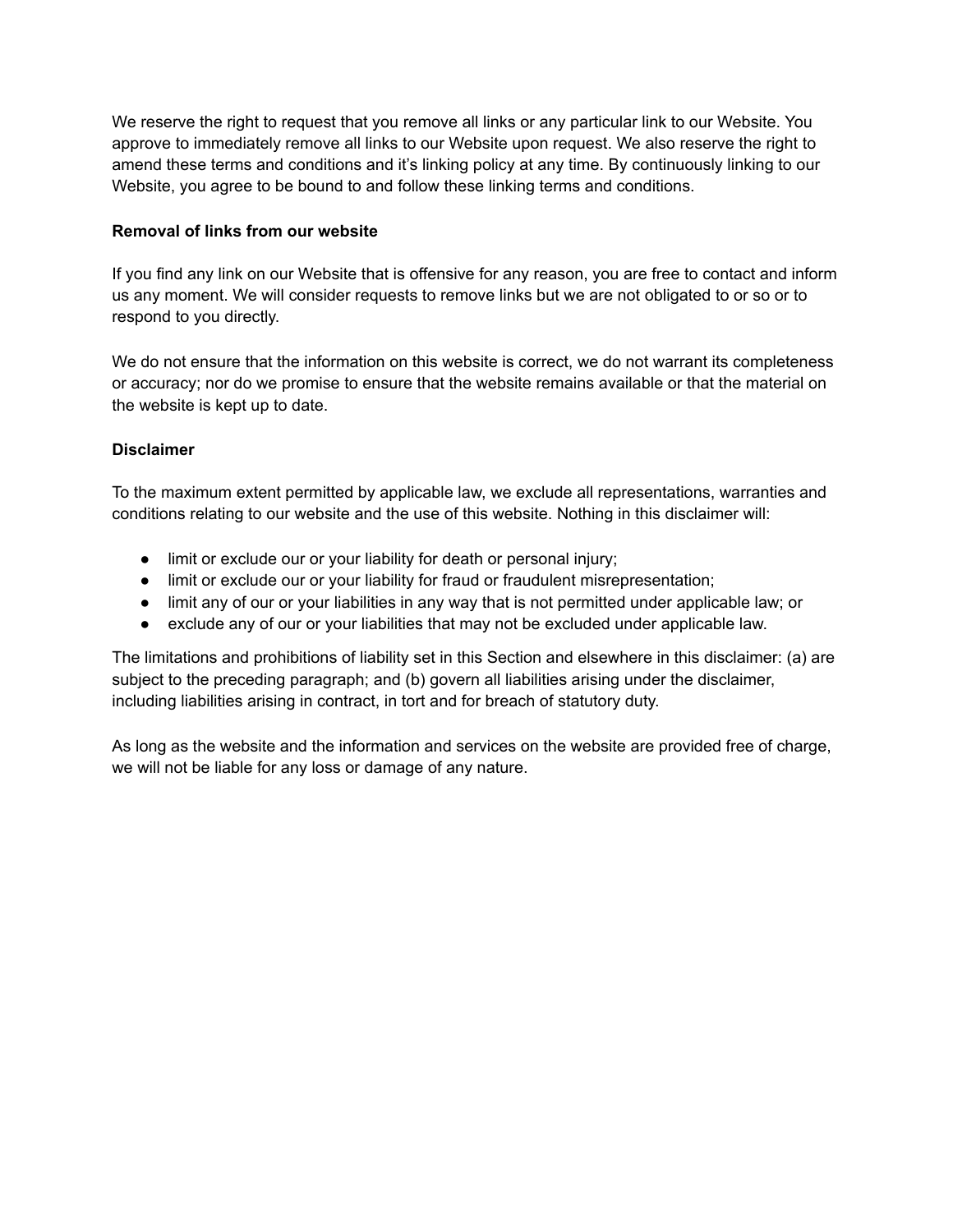We reserve the right to request that you remove all links or any particular link to our Website. You approve to immediately remove all links to our Website upon request. We also reserve the right to amend these terms and conditions and it's linking policy at any time. By continuously linking to our Website, you agree to be bound to and follow these linking terms and conditions.

**Removal of links from our website**

If you find any link on our Website that is offensive for any reason, you are free to contact and inform us any moment. We will consider requests to remove links but we are not obligated to or so or to respond to you directly.

We do not ensure that the information on this website is correct, we do not warrant its completeness or accuracy; nor do we promise to ensure that the website remains available or that the material on the website is kept up to date.

**Disclaimer**

To the maximum extent permitted by applicable law, we exclude all representations, warranties and conditions relating to our website and the use of this website. Nothing in this disclaimer will:

- limit or exclude our or your liability for death or personal injury;
- limit or exclude our or your liability for fraud or fraudulent misrepresentation;
- limit any of our or your liabilities in any way that is not permitted under applicable law; or
- exclude any of our or your liabilities that may not be excluded under applicable law.

The limitations and prohibitions of liability set in this Section and elsewhere in this disclaimer: (a) are subject to the preceding paragraph; and (b) govern all liabilities arising under the disclaimer, including liabilities arising in contract, in tort and for breach of statutory duty.

As long as the website and the information and services on the website are provided free of charge, we will not be liable for any loss or damage of any nature.